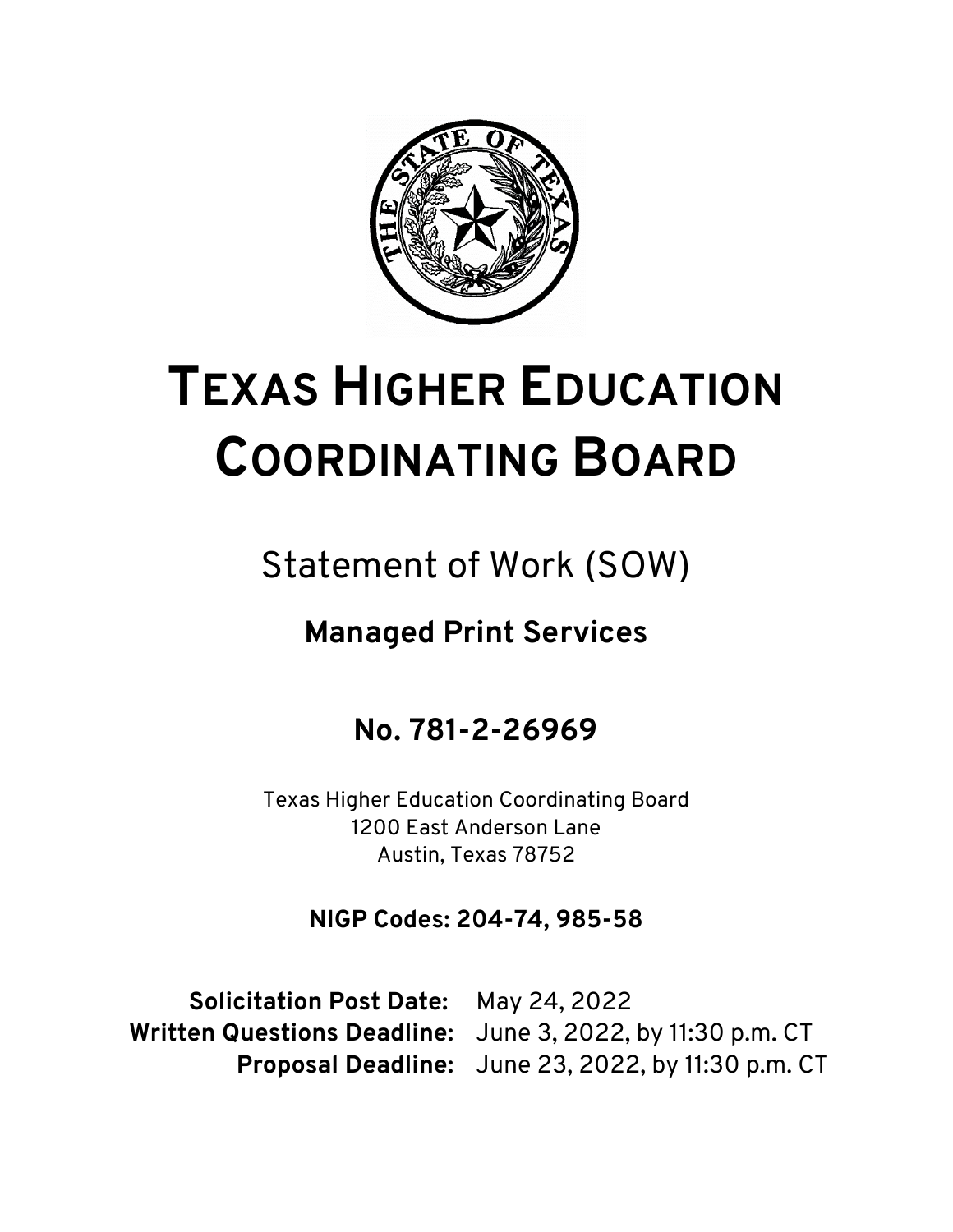# TEXAS HIGHER EDUCATION COORDINATING BOARD

## Statement of Work (SOW)

### Managed Print Services

### No. 781-2-26969

Texas Higher Education Coordinating Board
1200 East Anderson Lane
Austin, Texas 78752

**NIGP Codes: 204-74, 985-58**

**Solicitation Post Date:** May 24, 2022
**Written Questions Deadline:** June 3, 2022, by 11:30 p.m. CT
**Proposal Deadline:** June 23, 2022, by 11:30 p.m. CT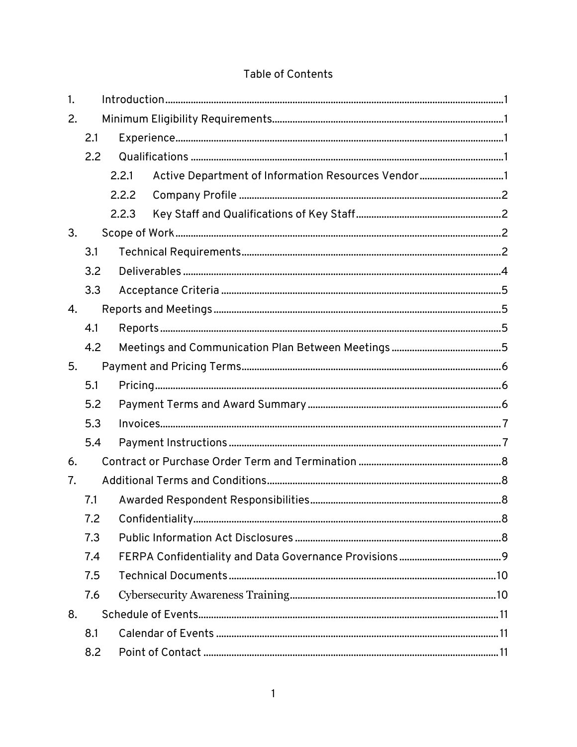Table of Contents

1. Introduction ........ 1
2. Minimum Eligibility Requirements ........ 1
   - 2.1 Experience ........ 1
   - 2.2 Qualifications ........ 1
     - 2.2.1 Active Department of Information Resources Vendor ........ 1
     - 2.2.2 Company Profile ........ 2
     - 2.2.3 Key Staff and Qualifications of Key Staff ........ 2
3. Scope of Work ........ 2
   - 3.1 Technical Requirements ........ 2
   - 3.2 Deliverables ........ 4
   - 3.3 Acceptance Criteria ........ 5
4. Reports and Meetings ........ 5
   - 4.1 Reports ........ 5
   - 4.2 Meetings and Communication Plan Between Meetings ........ 5
5. Payment and Pricing Terms ........ 6
   - 5.1 Pricing ........ 6
   - 5.2 Payment Terms and Award Summary ........ 6
   - 5.3 Invoices ........ 7
   - 5.4 Payment Instructions ........ 7
6. Contract or Purchase Order Term and Termination ........ 8
7. Additional Terms and Conditions ........ 8
   - 7.1 Awarded Respondent Responsibilities ........ 8
   - 7.2 Confidentiality ........ 8
   - 7.3 Public Information Act Disclosures ........ 8
   - 7.4 FERPA Confidentiality and Data Governance Provisions ........ 9
   - 7.5 Technical Documents ........ 10
   - 7.6 Cybersecurity Awareness Training ........ 10
8. Schedule of Events ........ 11
   - 8.1 Calendar of Events ........ 11
   - 8.2 Point of Contact ........ 11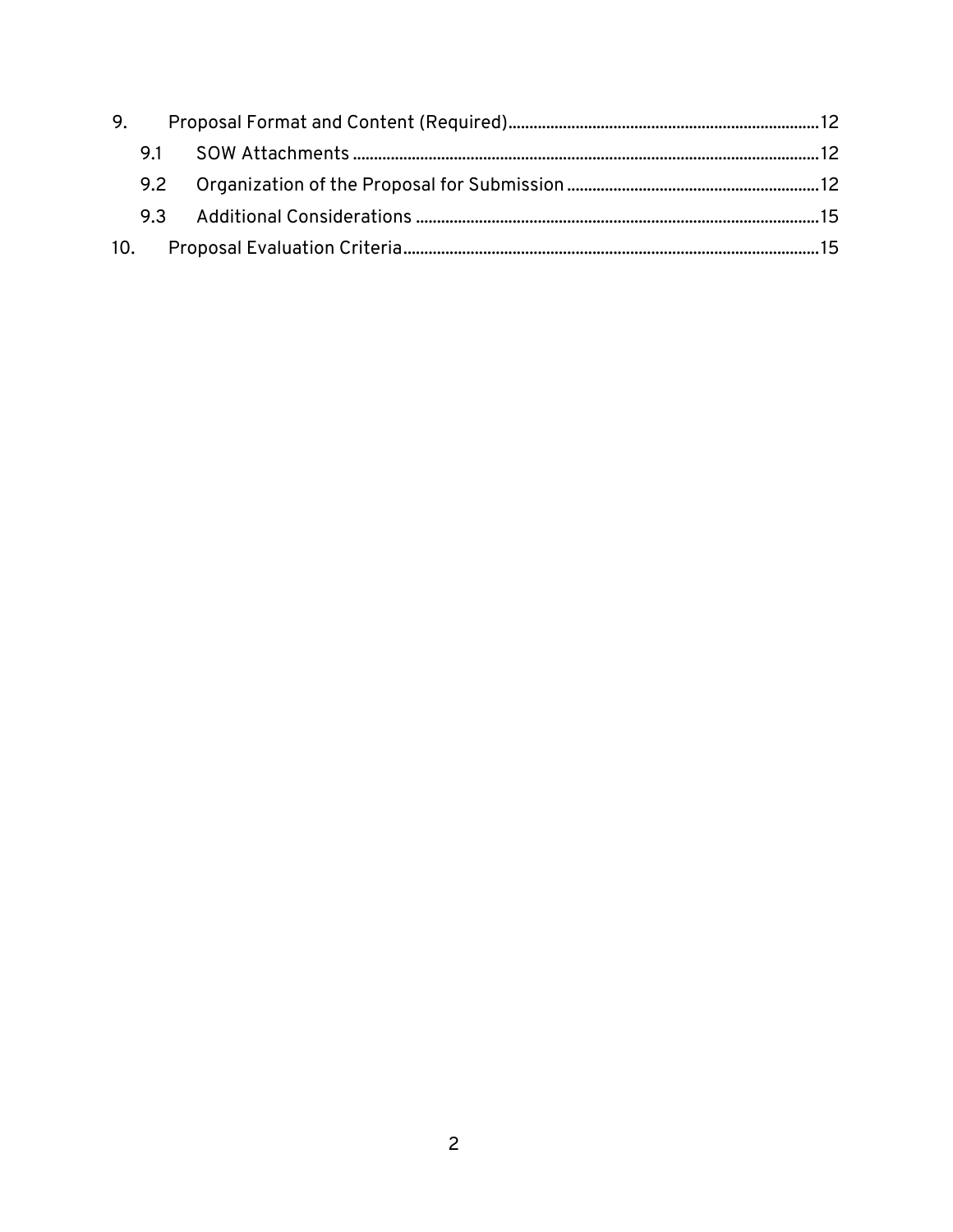9. Proposal Format and Content (Required) ..... 12
   - 9.1 SOW Attachments ..... 12
   - 9.2 Organization of the Proposal for Submission ..... 12
   - 9.3 Additional Considerations ..... 15

10. Proposal Evaluation Criteria ..... 15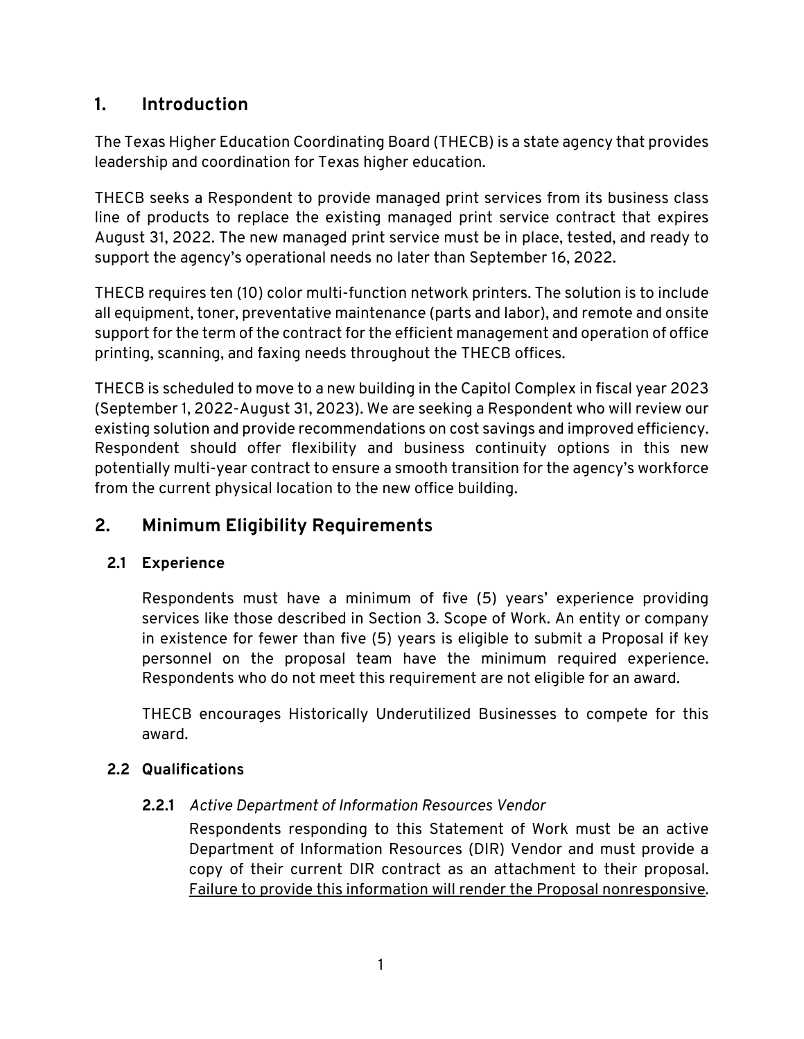## 1. Introduction

The Texas Higher Education Coordinating Board (THECB) is a state agency that provides leadership and coordination for Texas higher education.

THECB seeks a Respondent to provide managed print services from its business class line of products to replace the existing managed print service contract that expires August 31, 2022. The new managed print service must be in place, tested, and ready to support the agency's operational needs no later than September 16, 2022.

THECB requires ten (10) color multi-function network printers. The solution is to include all equipment, toner, preventative maintenance (parts and labor), and remote and onsite support for the term of the contract for the efficient management and operation of office printing, scanning, and faxing needs throughout the THECB offices.

THECB is scheduled to move to a new building in the Capitol Complex in fiscal year 2023 (September 1, 2022-August 31, 2023). We are seeking a Respondent who will review our existing solution and provide recommendations on cost savings and improved efficiency. Respondent should offer flexibility and business continuity options in this new potentially multi-year contract to ensure a smooth transition for the agency's workforce from the current physical location to the new office building.

## 2. Minimum Eligibility Requirements

### 2.1 Experience

Respondents must have a minimum of five (5) years' experience providing services like those described in Section 3. Scope of Work. An entity or company in existence for fewer than five (5) years is eligible to submit a Proposal if key personnel on the proposal team have the minimum required experience. Respondents who do not meet this requirement are not eligible for an award.

THECB encourages Historically Underutilized Businesses to compete for this award.

### 2.2 Qualifications

#### 2.2.1 *Active Department of Information Resources Vendor*

Respondents responding to this Statement of Work must be an active Department of Information Resources (DIR) Vendor and must provide a copy of their current DIR contract as an attachment to their proposal. Failure to provide this information will render the Proposal nonresponsive.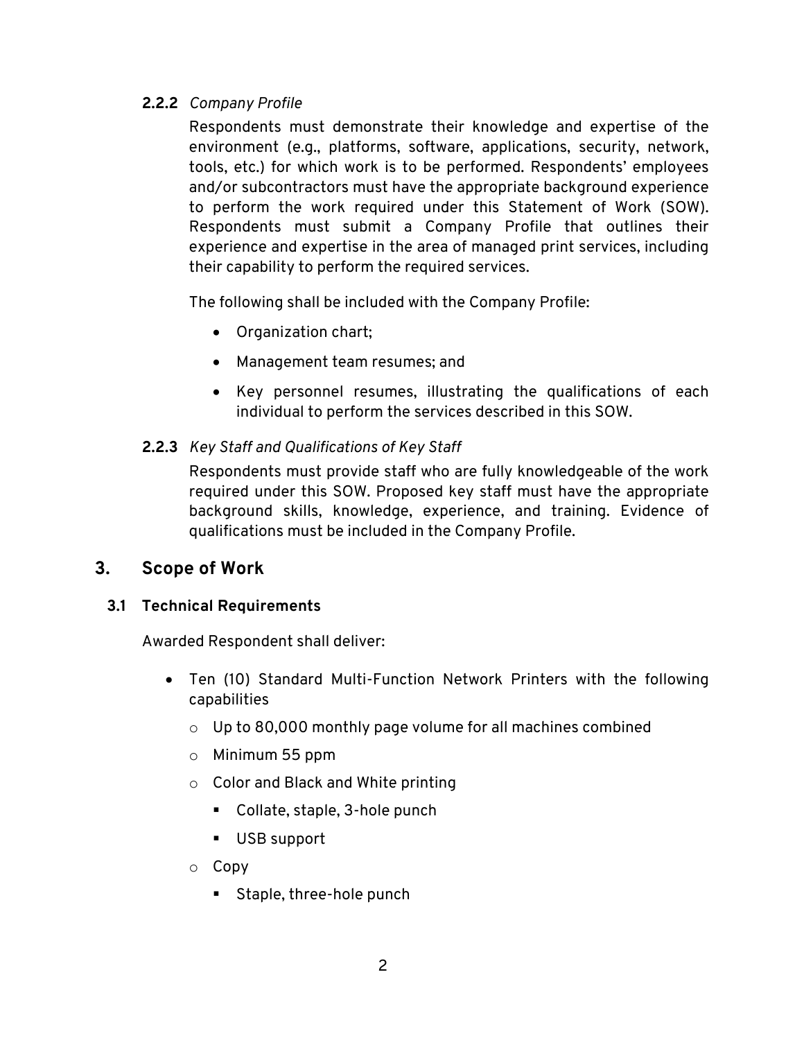#### 2.2.2 *Company Profile*

Respondents must demonstrate their knowledge and expertise of the environment (e.g., platforms, software, applications, security, network, tools, etc.) for which work is to be performed. Respondents' employees and/or subcontractors must have the appropriate background experience to perform the work required under this Statement of Work (SOW). Respondents must submit a Company Profile that outlines their experience and expertise in the area of managed print services, including their capability to perform the required services.

The following shall be included with the Company Profile:

- Organization chart;
- Management team resumes; and
- Key personnel resumes, illustrating the qualifications of each individual to perform the services described in this SOW.

#### 2.2.3 *Key Staff and Qualifications of Key Staff*

Respondents must provide staff who are fully knowledgeable of the work required under this SOW. Proposed key staff must have the appropriate background skills, knowledge, experience, and training. Evidence of qualifications must be included in the Company Profile.

## 3. Scope of Work

### 3.1 Technical Requirements

Awarded Respondent shall deliver:

- Ten (10) Standard Multi-Function Network Printers with the following capabilities
  - Up to 80,000 monthly page volume for all machines combined
  - Minimum 55 ppm
  - Color and Black and White printing
    - Collate, staple, 3-hole punch
    - USB support
  - Copy
    - Staple, three-hole punch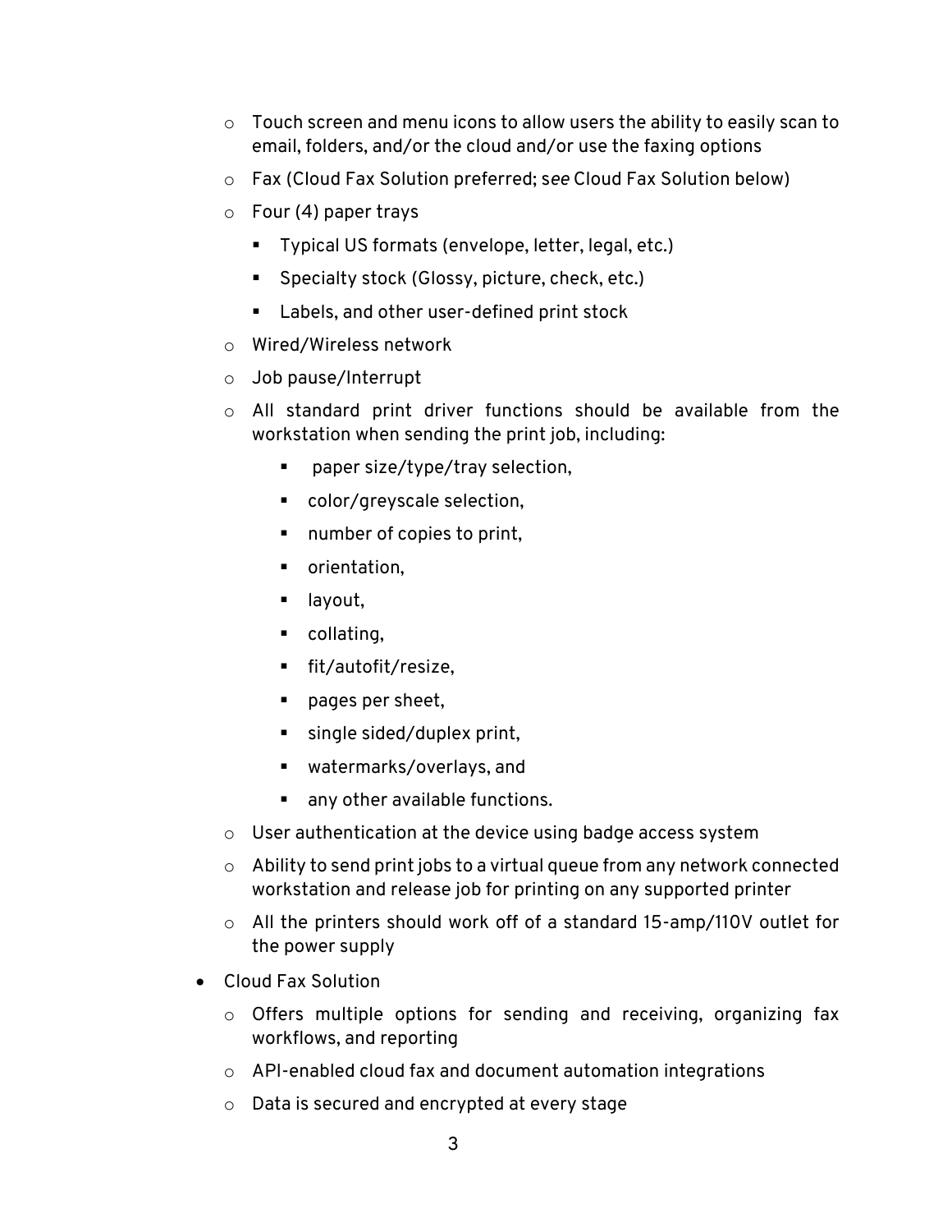- Touch screen and menu icons to allow users the ability to easily scan to email, folders, and/or the cloud and/or use the faxing options
  - Fax (Cloud Fax Solution preferred; s*ee* Cloud Fax Solution below)
  - Four (4) paper trays
    - Typical US formats (envelope, letter, legal, etc.)
    - Specialty stock (Glossy, picture, check, etc.)
    - Labels, and other user-defined print stock
  - Wired/Wireless network
  - Job pause/Interrupt
  - All standard print driver functions should be available from the workstation when sending the print job, including:
    - paper size/type/tray selection,
    - color/greyscale selection,
    - number of copies to print,
    - orientation,
    - layout,
    - collating,
    - fit/autofit/resize,
    - pages per sheet,
    - single sided/duplex print,
    - watermarks/overlays, and
    - any other available functions.
  - User authentication at the device using badge access system
  - Ability to send print jobs to a virtual queue from any network connected workstation and release job for printing on any supported printer
  - All the printers should work off of a standard 15-amp/110V outlet for the power supply
- Cloud Fax Solution
  - Offers multiple options for sending and receiving, organizing fax workflows, and reporting
  - API-enabled cloud fax and document automation integrations
  - Data is secured and encrypted at every stage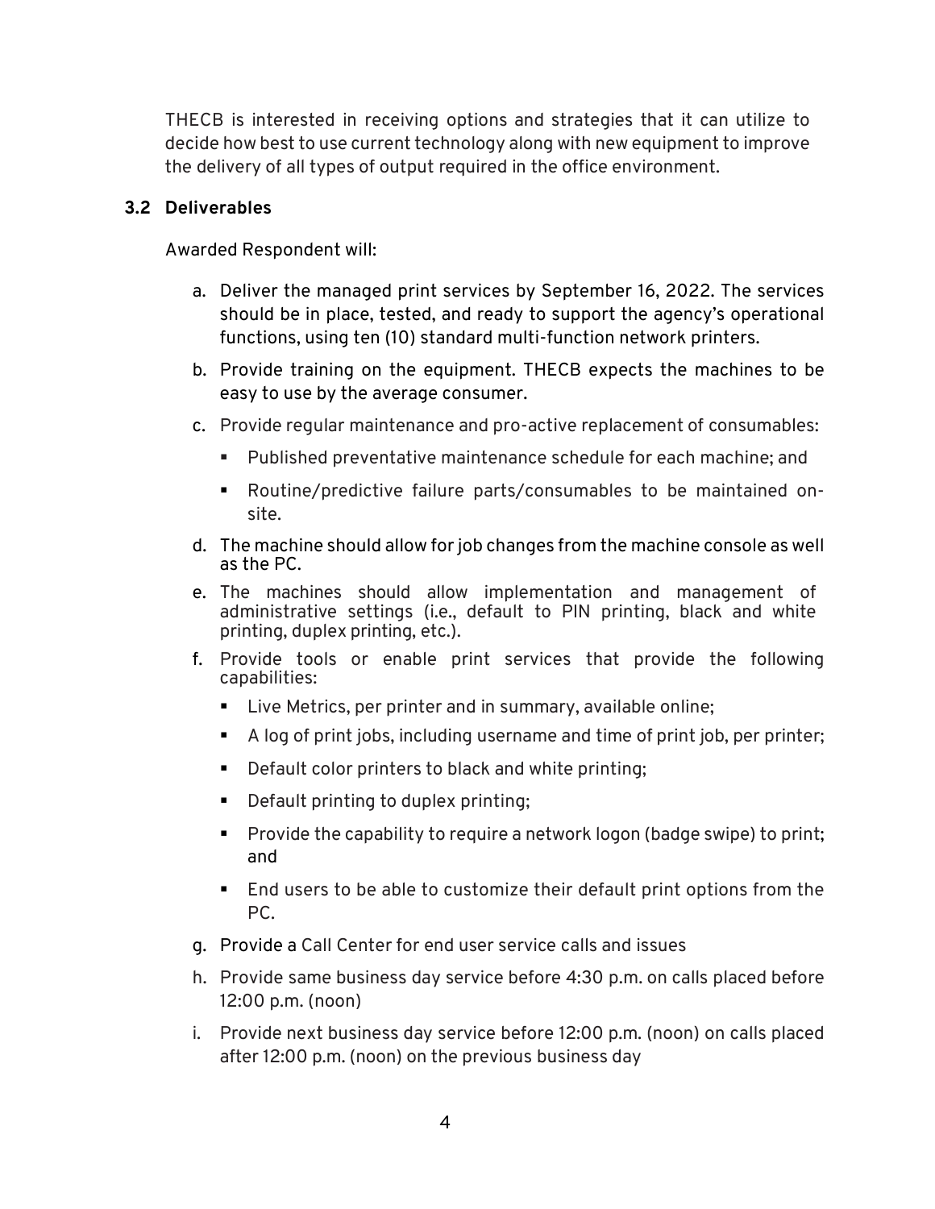THECB is interested in receiving options and strategies that it can utilize to decide how best to use current technology along with new equipment to improve the delivery of all types of output required in the office environment.

### 3.2 Deliverables

Awarded Respondent will:

a. Deliver the managed print services by September 16, 2022. The services should be in place, tested, and ready to support the agency's operational functions, using ten (10) standard multi-function network printers.

b. Provide training on the equipment. THECB expects the machines to be easy to use by the average consumer.

c. Provide regular maintenance and pro-active replacement of consumables:
   - Published preventative maintenance schedule for each machine; and
   - Routine/predictive failure parts/consumables to be maintained on-site.

d. The machine should allow for job changes from the machine console as well as the PC.

e. The machines should allow implementation and management of administrative settings (i.e., default to PIN printing, black and white printing, duplex printing, etc.).

f. Provide tools or enable print services that provide the following capabilities:
   - Live Metrics, per printer and in summary, available online;
   - A log of print jobs, including username and time of print job, per printer;
   - Default color printers to black and white printing;
   - Default printing to duplex printing;
   - Provide the capability to require a network logon (badge swipe) to print; and
   - End users to be able to customize their default print options from the PC.

g. Provide a Call Center for end user service calls and issues

h. Provide same business day service before 4:30 p.m. on calls placed before 12:00 p.m. (noon)

i. Provide next business day service before 12:00 p.m. (noon) on calls placed after 12:00 p.m. (noon) on the previous business day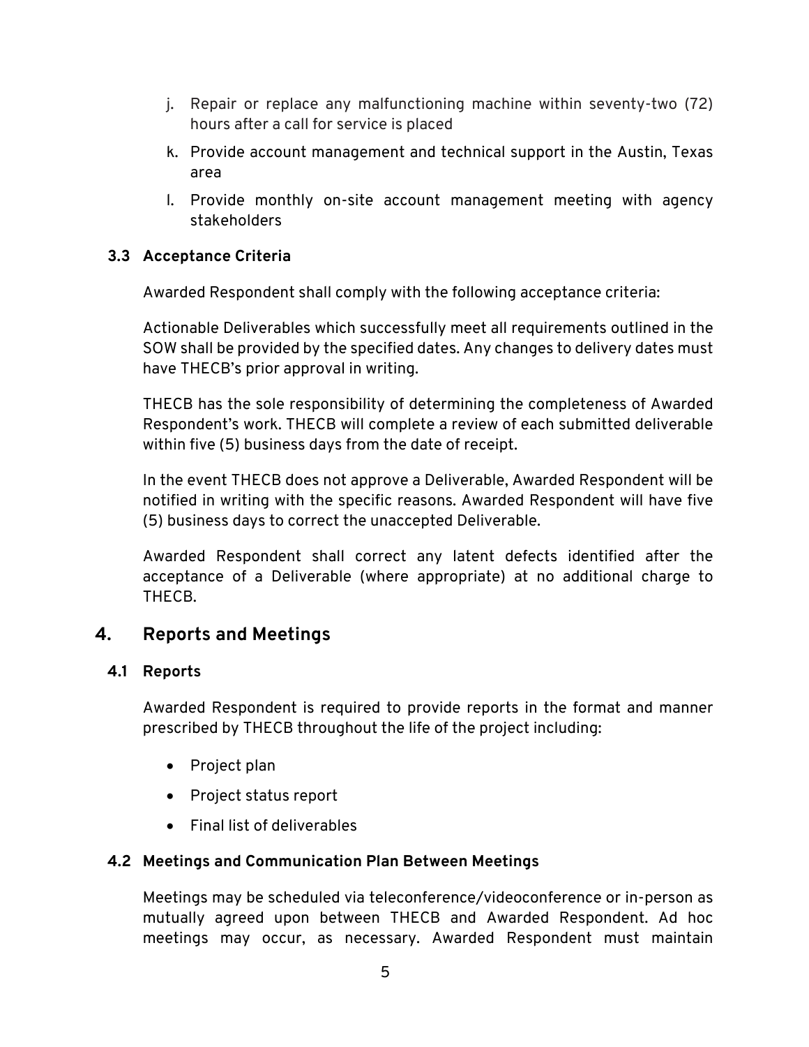j. Repair or replace any malfunctioning machine within seventy-two (72) hours after a call for service is placed

k. Provide account management and technical support in the Austin, Texas area

l. Provide monthly on-site account management meeting with agency stakeholders

### 3.3 Acceptance Criteria

Awarded Respondent shall comply with the following acceptance criteria:

Actionable Deliverables which successfully meet all requirements outlined in the SOW shall be provided by the specified dates. Any changes to delivery dates must have THECB's prior approval in writing.

THECB has the sole responsibility of determining the completeness of Awarded Respondent's work. THECB will complete a review of each submitted deliverable within five (5) business days from the date of receipt.

In the event THECB does not approve a Deliverable, Awarded Respondent will be notified in writing with the specific reasons. Awarded Respondent will have five (5) business days to correct the unaccepted Deliverable.

Awarded Respondent shall correct any latent defects identified after the acceptance of a Deliverable (where appropriate) at no additional charge to THECB.

## 4. Reports and Meetings

### 4.1 Reports

Awarded Respondent is required to provide reports in the format and manner prescribed by THECB throughout the life of the project including:

- Project plan
- Project status report
- Final list of deliverables

### 4.2 Meetings and Communication Plan Between Meetings

Meetings may be scheduled via teleconference/videoconference or in-person as mutually agreed upon between THECB and Awarded Respondent. Ad hoc meetings may occur, as necessary. Awarded Respondent must maintain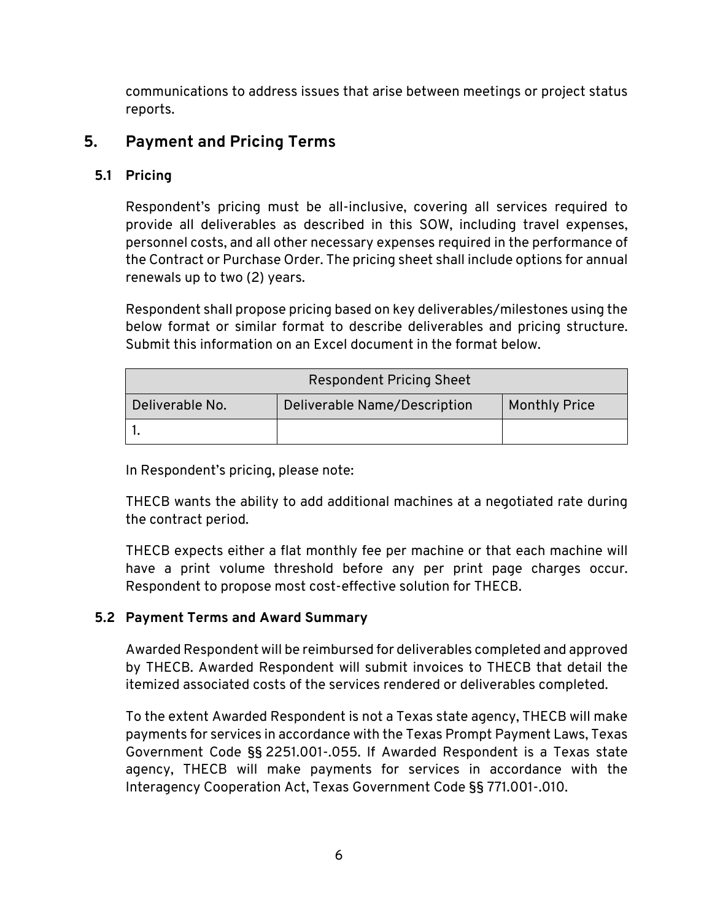communications to address issues that arise between meetings or project status reports.

## 5. Payment and Pricing Terms

### 5.1 Pricing

Respondent's pricing must be all-inclusive, covering all services required to provide all deliverables as described in this SOW, including travel expenses, personnel costs, and all other necessary expenses required in the performance of the Contract or Purchase Order. The pricing sheet shall include options for annual renewals up to two (2) years.

Respondent shall propose pricing based on key deliverables/milestones using the below format or similar format to describe deliverables and pricing structure. Submit this information on an Excel document in the format below.

| Respondent Pricing Sheet | | |
|---|---|---|
| Deliverable No. | Deliverable Name/Description | Monthly Price |
| 1. | | |

In Respondent's pricing, please note:

THECB wants the ability to add additional machines at a negotiated rate during the contract period.

THECB expects either a flat monthly fee per machine or that each machine will have a print volume threshold before any per print page charges occur. Respondent to propose most cost-effective solution for THECB.

### 5.2 Payment Terms and Award Summary

Awarded Respondent will be reimbursed for deliverables completed and approved by THECB. Awarded Respondent will submit invoices to THECB that detail the itemized associated costs of the services rendered or deliverables completed.

To the extent Awarded Respondent is not a Texas state agency, THECB will make payments for services in accordance with the Texas Prompt Payment Laws, Texas Government Code §§ 2251.001-.055. If Awarded Respondent is a Texas state agency, THECB will make payments for services in accordance with the Interagency Cooperation Act, Texas Government Code §§ 771.001-.010.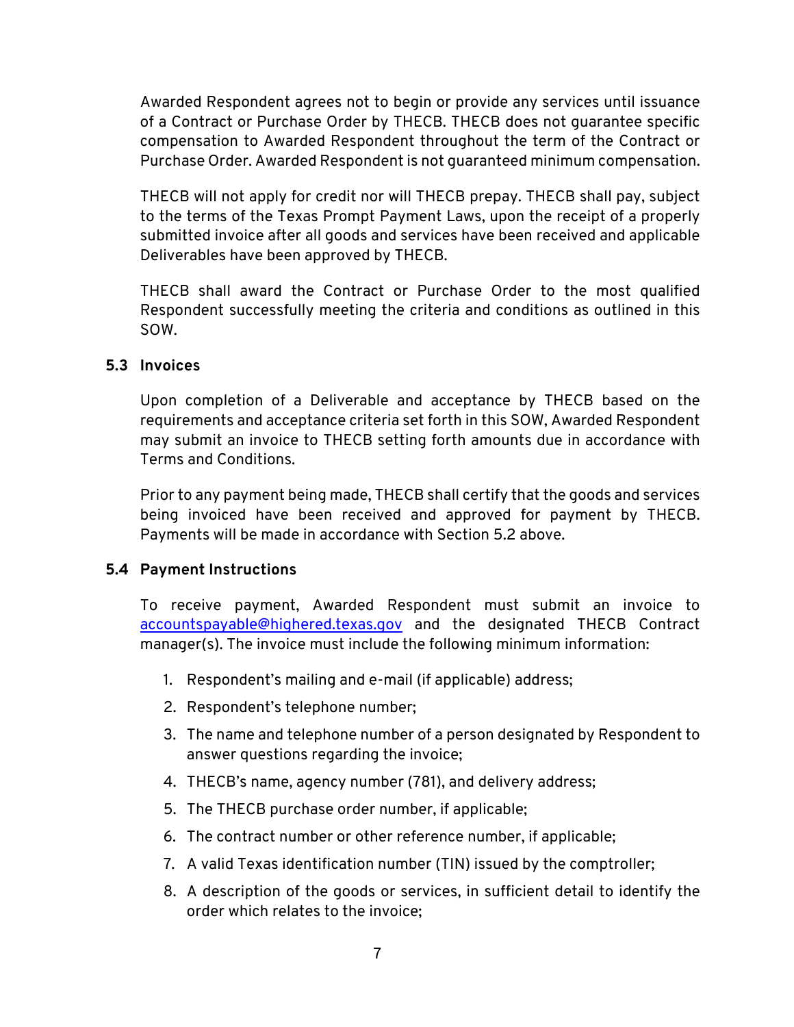Awarded Respondent agrees not to begin or provide any services until issuance of a Contract or Purchase Order by THECB. THECB does not guarantee specific compensation to Awarded Respondent throughout the term of the Contract or Purchase Order. Awarded Respondent is not guaranteed minimum compensation.

THECB will not apply for credit nor will THECB prepay. THECB shall pay, subject to the terms of the Texas Prompt Payment Laws, upon the receipt of a properly submitted invoice after all goods and services have been received and applicable Deliverables have been approved by THECB.

THECB shall award the Contract or Purchase Order to the most qualified Respondent successfully meeting the criteria and conditions as outlined in this SOW.

### 5.3 Invoices

Upon completion of a Deliverable and acceptance by THECB based on the requirements and acceptance criteria set forth in this SOW, Awarded Respondent may submit an invoice to THECB setting forth amounts due in accordance with Terms and Conditions.

Prior to any payment being made, THECB shall certify that the goods and services being invoiced have been received and approved for payment by THECB. Payments will be made in accordance with Section 5.2 above.

### 5.4 Payment Instructions

To receive payment, Awarded Respondent must submit an invoice to accountspayable@highered.texas.gov and the designated THECB Contract manager(s). The invoice must include the following minimum information:

1. Respondent's mailing and e-mail (if applicable) address;
2. Respondent's telephone number;
3. The name and telephone number of a person designated by Respondent to answer questions regarding the invoice;
4. THECB's name, agency number (781), and delivery address;
5. The THECB purchase order number, if applicable;
6. The contract number or other reference number, if applicable;
7. A valid Texas identification number (TIN) issued by the comptroller;
8. A description of the goods or services, in sufficient detail to identify the order which relates to the invoice;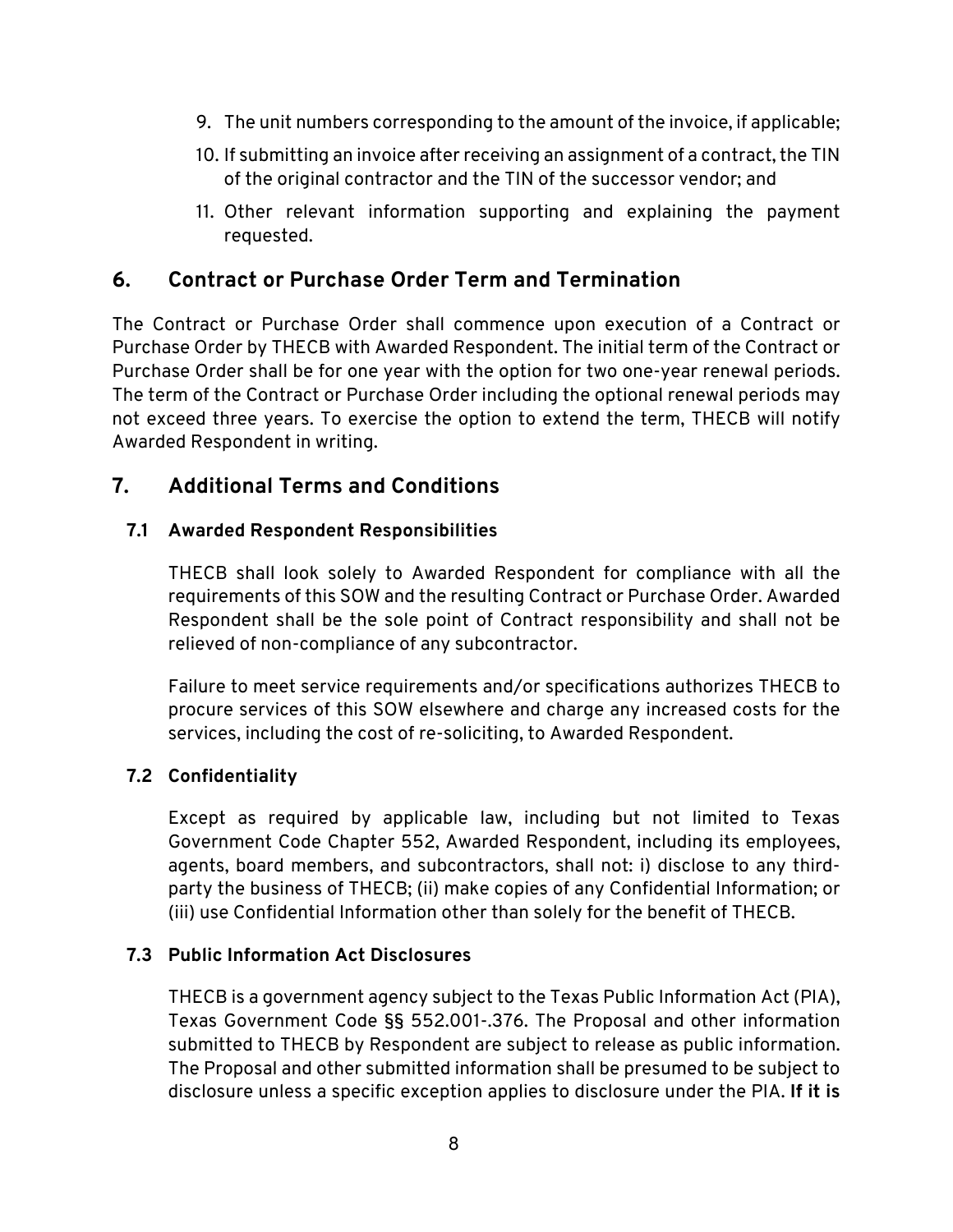9. The unit numbers corresponding to the amount of the invoice, if applicable;
10. If submitting an invoice after receiving an assignment of a contract, the TIN of the original contractor and the TIN of the successor vendor; and
11. Other relevant information supporting and explaining the payment requested.

## 6. Contract or Purchase Order Term and Termination

The Contract or Purchase Order shall commence upon execution of a Contract or Purchase Order by THECB with Awarded Respondent. The initial term of the Contract or Purchase Order shall be for one year with the option for two one-year renewal periods. The term of the Contract or Purchase Order including the optional renewal periods may not exceed three years. To exercise the option to extend the term, THECB will notify Awarded Respondent in writing.

## 7. Additional Terms and Conditions

### 7.1 Awarded Respondent Responsibilities

THECB shall look solely to Awarded Respondent for compliance with all the requirements of this SOW and the resulting Contract or Purchase Order. Awarded Respondent shall be the sole point of Contract responsibility and shall not be relieved of non-compliance of any subcontractor.

Failure to meet service requirements and/or specifications authorizes THECB to procure services of this SOW elsewhere and charge any increased costs for the services, including the cost of re-soliciting, to Awarded Respondent.

### 7.2 Confidentiality

Except as required by applicable law, including but not limited to Texas Government Code Chapter 552, Awarded Respondent, including its employees, agents, board members, and subcontractors, shall not: i) disclose to any third-party the business of THECB; (ii) make copies of any Confidential Information; or (iii) use Confidential Information other than solely for the benefit of THECB.

### 7.3 Public Information Act Disclosures

THECB is a government agency subject to the Texas Public Information Act (PIA), Texas Government Code §§ 552.001-.376. The Proposal and other information submitted to THECB by Respondent are subject to release as public information. The Proposal and other submitted information shall be presumed to be subject to disclosure unless a specific exception applies to disclosure under the PIA. **If it is**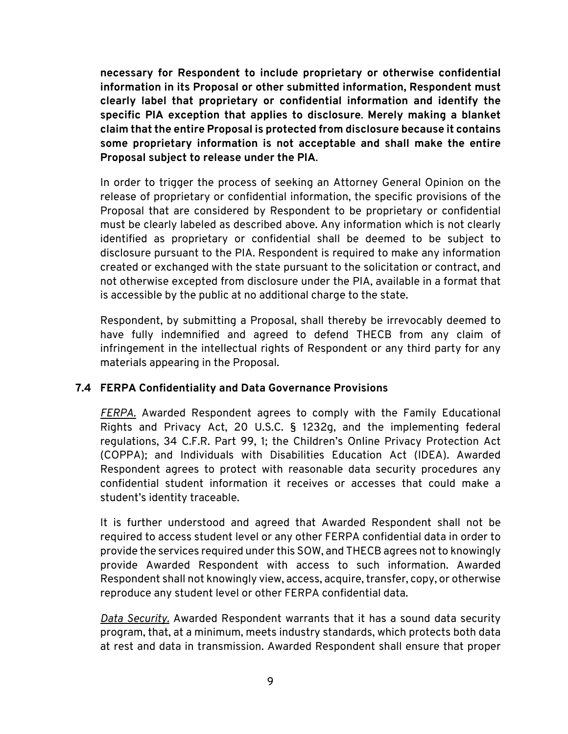**necessary for Respondent to include proprietary or otherwise confidential information in its Proposal or other submitted information, Respondent must clearly label that proprietary or confidential information and identify the specific PIA exception that applies to disclosure. Merely making a blanket claim that the entire Proposal is protected from disclosure because it contains some proprietary information is not acceptable and shall make the entire Proposal subject to release under the PIA.**

In order to trigger the process of seeking an Attorney General Opinion on the release of proprietary or confidential information, the specific provisions of the Proposal that are considered by Respondent to be proprietary or confidential must be clearly labeled as described above. Any information which is not clearly identified as proprietary or confidential shall be deemed to be subject to disclosure pursuant to the PIA. Respondent is required to make any information created or exchanged with the state pursuant to the solicitation or contract, and not otherwise excepted from disclosure under the PIA, available in a format that is accessible by the public at no additional charge to the state.

Respondent, by submitting a Proposal, shall thereby be irrevocably deemed to have fully indemnified and agreed to defend THECB from any claim of infringement in the intellectual rights of Respondent or any third party for any materials appearing in the Proposal.

### 7.4 FERPA Confidentiality and Data Governance Provisions

*FERPA.* Awarded Respondent agrees to comply with the Family Educational Rights and Privacy Act, 20 U.S.C. § 1232g, and the implementing federal regulations, 34 C.F.R. Part 99, 1; the Children's Online Privacy Protection Act (COPPA); and Individuals with Disabilities Education Act (IDEA). Awarded Respondent agrees to protect with reasonable data security procedures any confidential student information it receives or accesses that could make a student's identity traceable.

It is further understood and agreed that Awarded Respondent shall not be required to access student level or any other FERPA confidential data in order to provide the services required under this SOW, and THECB agrees not to knowingly provide Awarded Respondent with access to such information. Awarded Respondent shall not knowingly view, access, acquire, transfer, copy, or otherwise reproduce any student level or other FERPA confidential data.

*Data Security.* Awarded Respondent warrants that it has a sound data security program, that, at a minimum, meets industry standards, which protects both data at rest and data in transmission. Awarded Respondent shall ensure that proper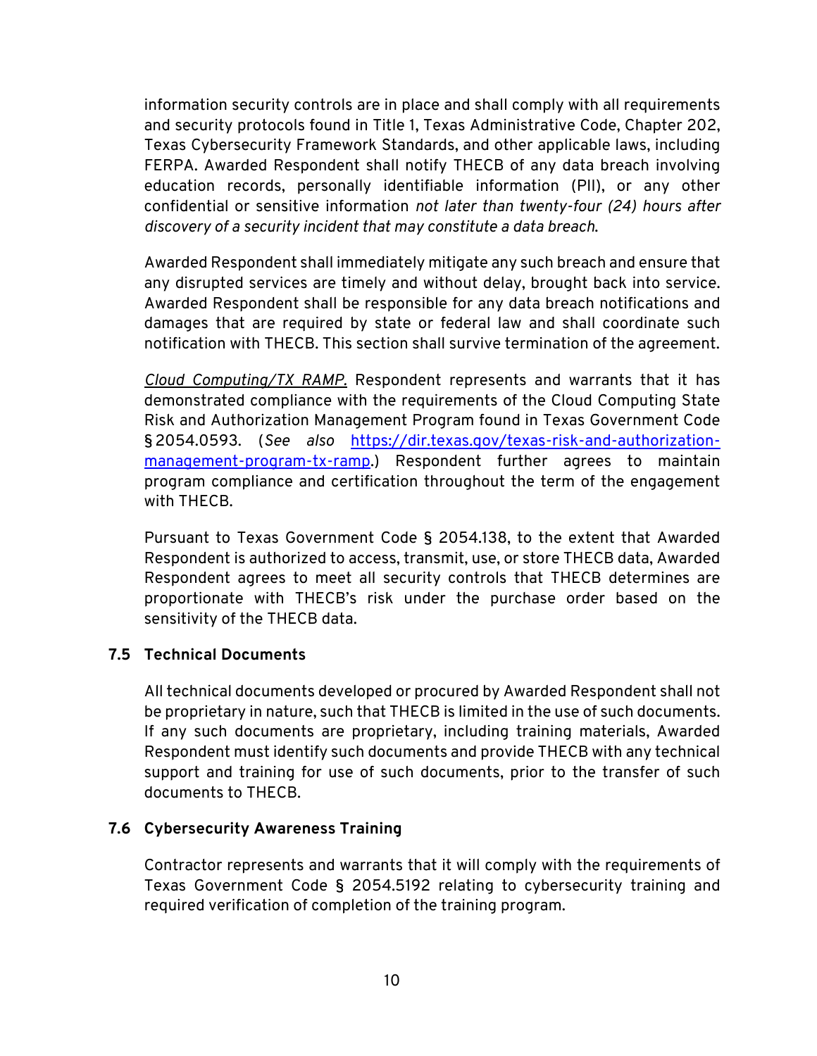information security controls are in place and shall comply with all requirements and security protocols found in Title 1, Texas Administrative Code, Chapter 202, Texas Cybersecurity Framework Standards, and other applicable laws, including FERPA. Awarded Respondent shall notify THECB of any data breach involving education records, personally identifiable information (PII), or any other confidential or sensitive information *not later than twenty-four (24) hours after discovery of a security incident that may constitute a data breach*.

Awarded Respondent shall immediately mitigate any such breach and ensure that any disrupted services are timely and without delay, brought back into service. Awarded Respondent shall be responsible for any data breach notifications and damages that are required by state or federal law and shall coordinate such notification with THECB. This section shall survive termination of the agreement.

*Cloud Computing/TX RAMP.* Respondent represents and warrants that it has demonstrated compliance with the requirements of the Cloud Computing State Risk and Authorization Management Program found in Texas Government Code § 2054.0593. (*See also* [https://dir.texas.gov/texas-risk-and-authorization-management-program-tx-ramp](https://dir.texas.gov/texas-risk-and-authorization-management-program-tx-ramp).) Respondent further agrees to maintain program compliance and certification throughout the term of the engagement with THECB.

Pursuant to Texas Government Code § 2054.138, to the extent that Awarded Respondent is authorized to access, transmit, use, or store THECB data, Awarded Respondent agrees to meet all security controls that THECB determines are proportionate with THECB's risk under the purchase order based on the sensitivity of the THECB data.

### 7.5 Technical Documents

All technical documents developed or procured by Awarded Respondent shall not be proprietary in nature, such that THECB is limited in the use of such documents. If any such documents are proprietary, including training materials, Awarded Respondent must identify such documents and provide THECB with any technical support and training for use of such documents, prior to the transfer of such documents to THECB.

### 7.6 Cybersecurity Awareness Training

Contractor represents and warrants that it will comply with the requirements of Texas Government Code § 2054.5192 relating to cybersecurity training and required verification of completion of the training program.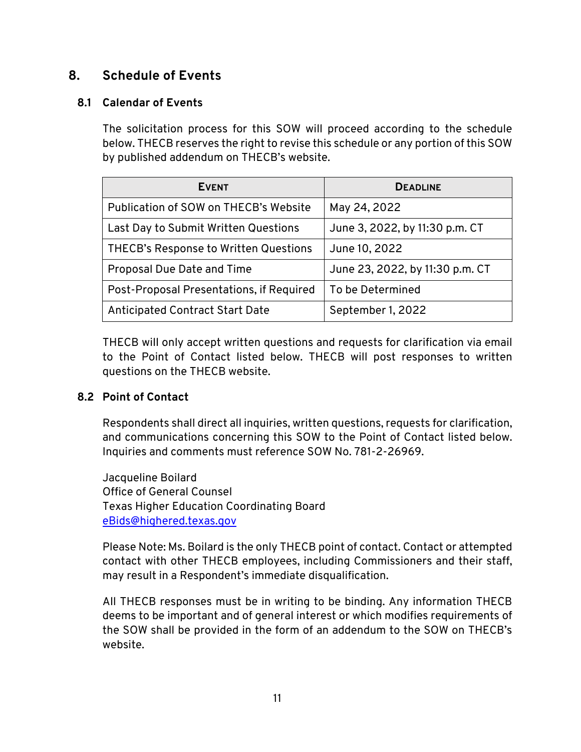## 8. Schedule of Events

### 8.1 Calendar of Events

The solicitation process for this SOW will proceed according to the schedule below. THECB reserves the right to revise this schedule or any portion of this SOW by published addendum on THECB's website.

| Event | Deadline |
|---|---|
| Publication of SOW on THECB's Website | May 24, 2022 |
| Last Day to Submit Written Questions | June 3, 2022, by 11:30 p.m. CT |
| THECB's Response to Written Questions | June 10, 2022 |
| Proposal Due Date and Time | June 23, 2022, by 11:30 p.m. CT |
| Post-Proposal Presentations, if Required | To be Determined |
| Anticipated Contract Start Date | September 1, 2022 |

THECB will only accept written questions and requests for clarification via email to the Point of Contact listed below. THECB will post responses to written questions on the THECB website.

### 8.2 Point of Contact

Respondents shall direct all inquiries, written questions, requests for clarification, and communications concerning this SOW to the Point of Contact listed below. Inquiries and comments must reference SOW No. 781-2-26969.

Jacqueline Boilard
Office of General Counsel
Texas Higher Education Coordinating Board
eBids@highered.texas.gov

Please Note: Ms. Boilard is the only THECB point of contact. Contact or attempted contact with other THECB employees, including Commissioners and their staff, may result in a Respondent's immediate disqualification.

All THECB responses must be in writing to be binding. Any information THECB deems to be important and of general interest or which modifies requirements of the SOW shall be provided in the form of an addendum to the SOW on THECB's website.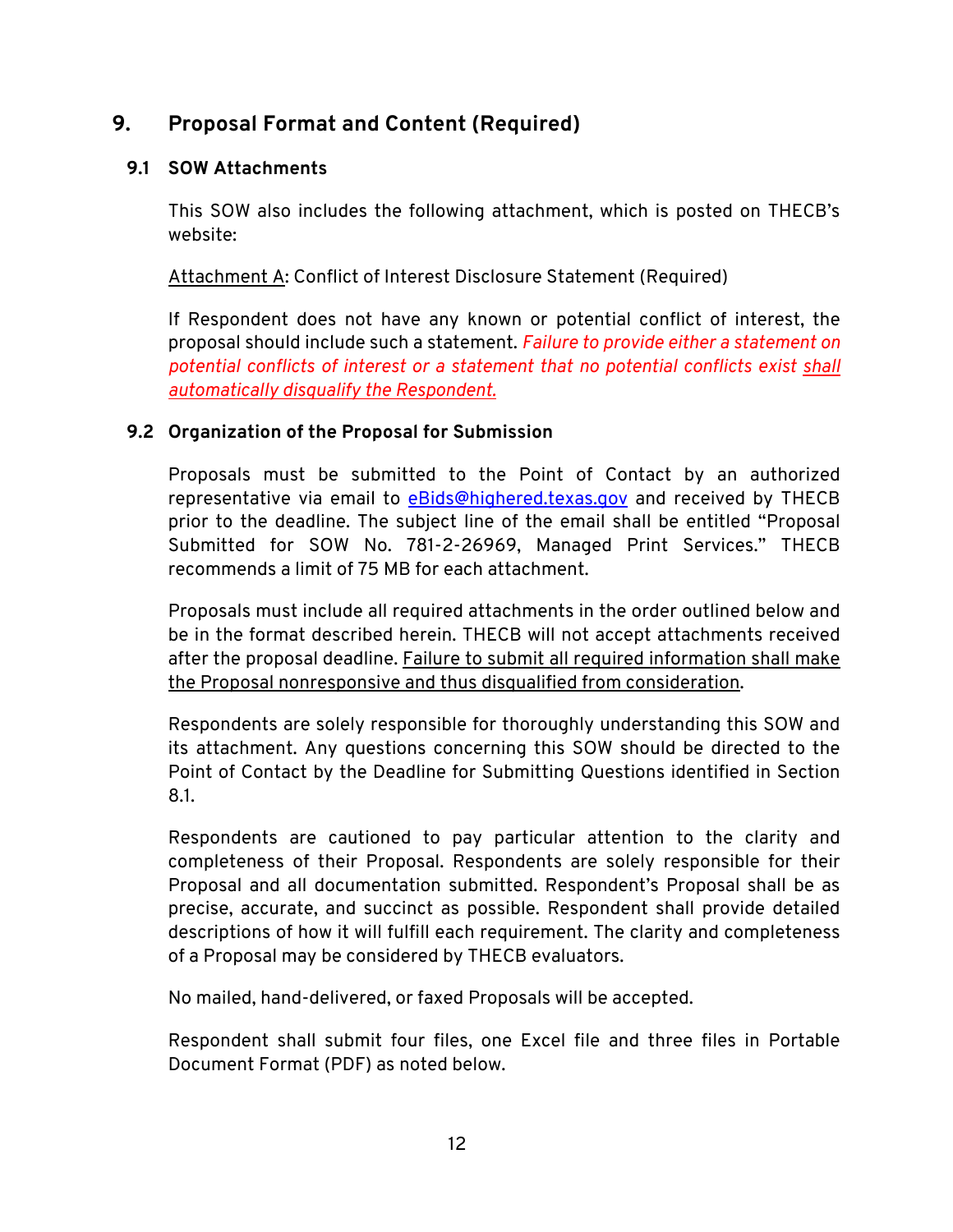## 9. Proposal Format and Content (Required)

### 9.1 SOW Attachments

This SOW also includes the following attachment, which is posted on THECB's website:

Attachment A: Conflict of Interest Disclosure Statement (Required)

If Respondent does not have any known or potential conflict of interest, the proposal should include such a statement. *Failure to provide either a statement on potential conflicts of interest or a statement that no potential conflicts exist shall automatically disqualify the Respondent.*

### 9.2 Organization of the Proposal for Submission

Proposals must be submitted to the Point of Contact by an authorized representative via email to eBids@highered.texas.gov and received by THECB prior to the deadline. The subject line of the email shall be entitled "Proposal Submitted for SOW No. 781-2-26969, Managed Print Services." THECB recommends a limit of 75 MB for each attachment.

Proposals must include all required attachments in the order outlined below and be in the format described herein. THECB will not accept attachments received after the proposal deadline. Failure to submit all required information shall make the Proposal nonresponsive and thus disqualified from consideration.

Respondents are solely responsible for thoroughly understanding this SOW and its attachment. Any questions concerning this SOW should be directed to the Point of Contact by the Deadline for Submitting Questions identified in Section 8.1.

Respondents are cautioned to pay particular attention to the clarity and completeness of their Proposal. Respondents are solely responsible for their Proposal and all documentation submitted. Respondent's Proposal shall be as precise, accurate, and succinct as possible. Respondent shall provide detailed descriptions of how it will fulfill each requirement. The clarity and completeness of a Proposal may be considered by THECB evaluators.

No mailed, hand-delivered, or faxed Proposals will be accepted.

Respondent shall submit four files, one Excel file and three files in Portable Document Format (PDF) as noted below.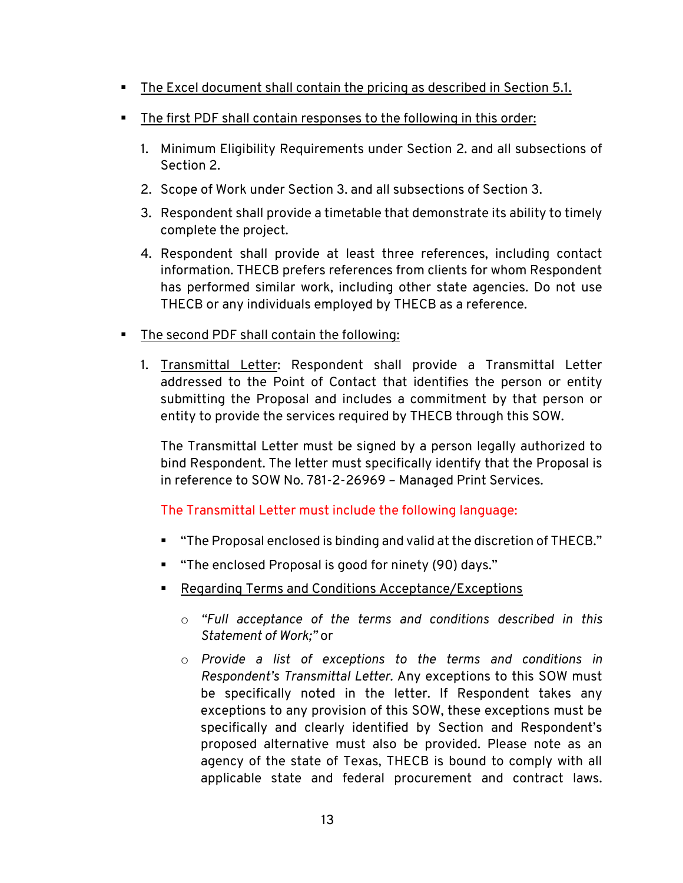- <u>The Excel document shall contain the pricing as described in Section 5.1.</u>
- <u>The first PDF shall contain responses to the following in this order:</u>
  1. Minimum Eligibility Requirements under Section 2. and all subsections of Section 2.
  2. Scope of Work under Section 3. and all subsections of Section 3.
  3. Respondent shall provide a timetable that demonstrate its ability to timely complete the project.
  4. Respondent shall provide at least three references, including contact information. THECB prefers references from clients for whom Respondent has performed similar work, including other state agencies. Do not use THECB or any individuals employed by THECB as a reference.
- <u>The second PDF shall contain the following:</u>
  1. <u>Transmittal Letter</u>: Respondent shall provide a Transmittal Letter addressed to the Point of Contact that identifies the person or entity submitting the Proposal and includes a commitment by that person or entity to provide the services required by THECB through this SOW.

     The Transmittal Letter must be signed by a person legally authorized to bind Respondent. The letter must specifically identify that the Proposal is in reference to SOW No. 781-2-26969 – Managed Print Services.

     The Transmittal Letter must include the following language:

     - "The Proposal enclosed is binding and valid at the discretion of THECB."
     - "The enclosed Proposal is good for ninety (90) days."
     - <u>Regarding Terms and Conditions Acceptance/Exceptions</u>
       - *"Full acceptance of the terms and conditions described in this Statement of Work;"* or
       - *Provide a list of exceptions to the terms and conditions in Respondent's Transmittal Letter.* Any exceptions to this SOW must be specifically noted in the letter. If Respondent takes any exceptions to any provision of this SOW, these exceptions must be specifically and clearly identified by Section and Respondent's proposed alternative must also be provided. Please note as an agency of the state of Texas, THECB is bound to comply with all applicable state and federal procurement and contract laws.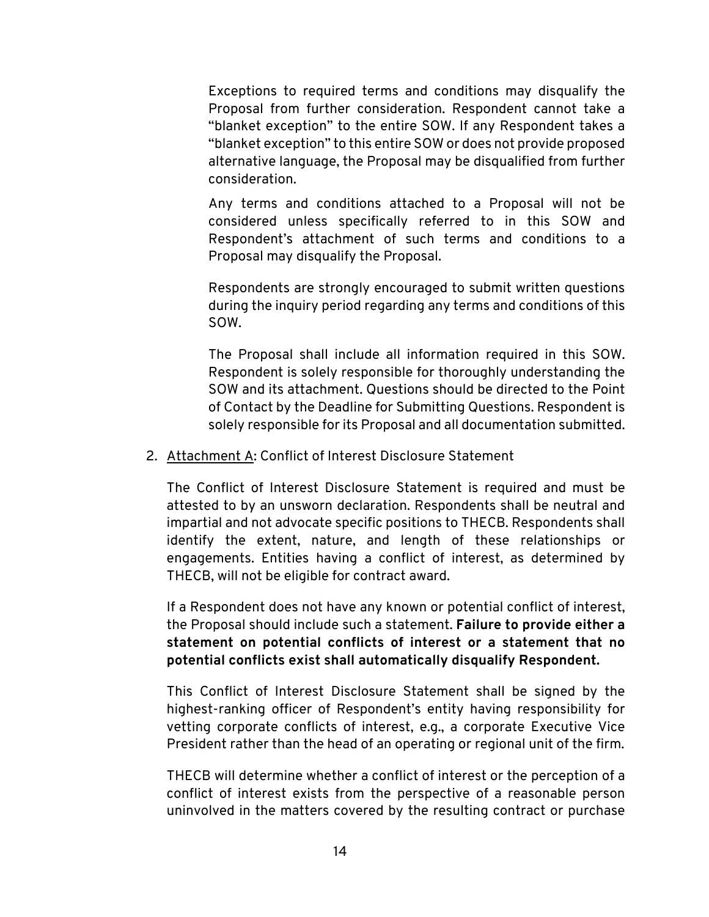Exceptions to required terms and conditions may disqualify the Proposal from further consideration. Respondent cannot take a "blanket exception" to the entire SOW. If any Respondent takes a "blanket exception" to this entire SOW or does not provide proposed alternative language, the Proposal may be disqualified from further consideration.

Any terms and conditions attached to a Proposal will not be considered unless specifically referred to in this SOW and Respondent's attachment of such terms and conditions to a Proposal may disqualify the Proposal.

Respondents are strongly encouraged to submit written questions during the inquiry period regarding any terms and conditions of this SOW.

The Proposal shall include all information required in this SOW. Respondent is solely responsible for thoroughly understanding the SOW and its attachment. Questions should be directed to the Point of Contact by the Deadline for Submitting Questions. Respondent is solely responsible for its Proposal and all documentation submitted.

2. <u>Attachment A</u>: Conflict of Interest Disclosure Statement

   The Conflict of Interest Disclosure Statement is required and must be attested to by an unsworn declaration. Respondents shall be neutral and impartial and not advocate specific positions to THECB. Respondents shall identify the extent, nature, and length of these relationships or engagements. Entities having a conflict of interest, as determined by THECB, will not be eligible for contract award.

   If a Respondent does not have any known or potential conflict of interest, the Proposal should include such a statement. **Failure to provide either a statement on potential conflicts of interest or a statement that no potential conflicts exist shall automatically disqualify Respondent.**

   This Conflict of Interest Disclosure Statement shall be signed by the highest-ranking officer of Respondent's entity having responsibility for vetting corporate conflicts of interest, e.g., a corporate Executive Vice President rather than the head of an operating or regional unit of the firm.

   THECB will determine whether a conflict of interest or the perception of a conflict of interest exists from the perspective of a reasonable person uninvolved in the matters covered by the resulting contract or purchase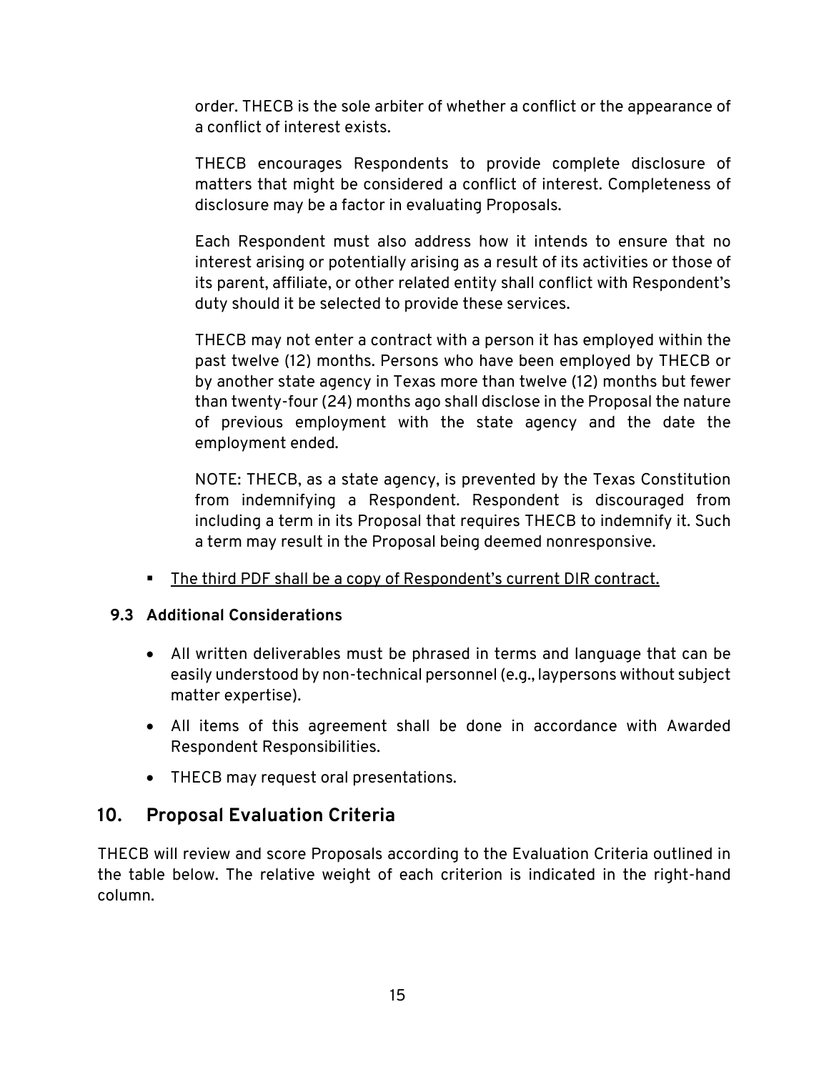order. THECB is the sole arbiter of whether a conflict or the appearance of a conflict of interest exists.

THECB encourages Respondents to provide complete disclosure of matters that might be considered a conflict of interest. Completeness of disclosure may be a factor in evaluating Proposals.

Each Respondent must also address how it intends to ensure that no interest arising or potentially arising as a result of its activities or those of its parent, affiliate, or other related entity shall conflict with Respondent's duty should it be selected to provide these services.

THECB may not enter a contract with a person it has employed within the past twelve (12) months. Persons who have been employed by THECB or by another state agency in Texas more than twelve (12) months but fewer than twenty-four (24) months ago shall disclose in the Proposal the nature of previous employment with the state agency and the date the employment ended.

NOTE: THECB, as a state agency, is prevented by the Texas Constitution from indemnifying a Respondent. Respondent is discouraged from including a term in its Proposal that requires THECB to indemnify it. Such a term may result in the Proposal being deemed nonresponsive.

- The third PDF shall be a copy of Respondent's current DIR contract.

### 9.3 Additional Considerations

- All written deliverables must be phrased in terms and language that can be easily understood by non-technical personnel (e.g., laypersons without subject matter expertise).
- All items of this agreement shall be done in accordance with Awarded Respondent Responsibilities.
- THECB may request oral presentations.

## 10. Proposal Evaluation Criteria

THECB will review and score Proposals according to the Evaluation Criteria outlined in the table below. The relative weight of each criterion is indicated in the right-hand column.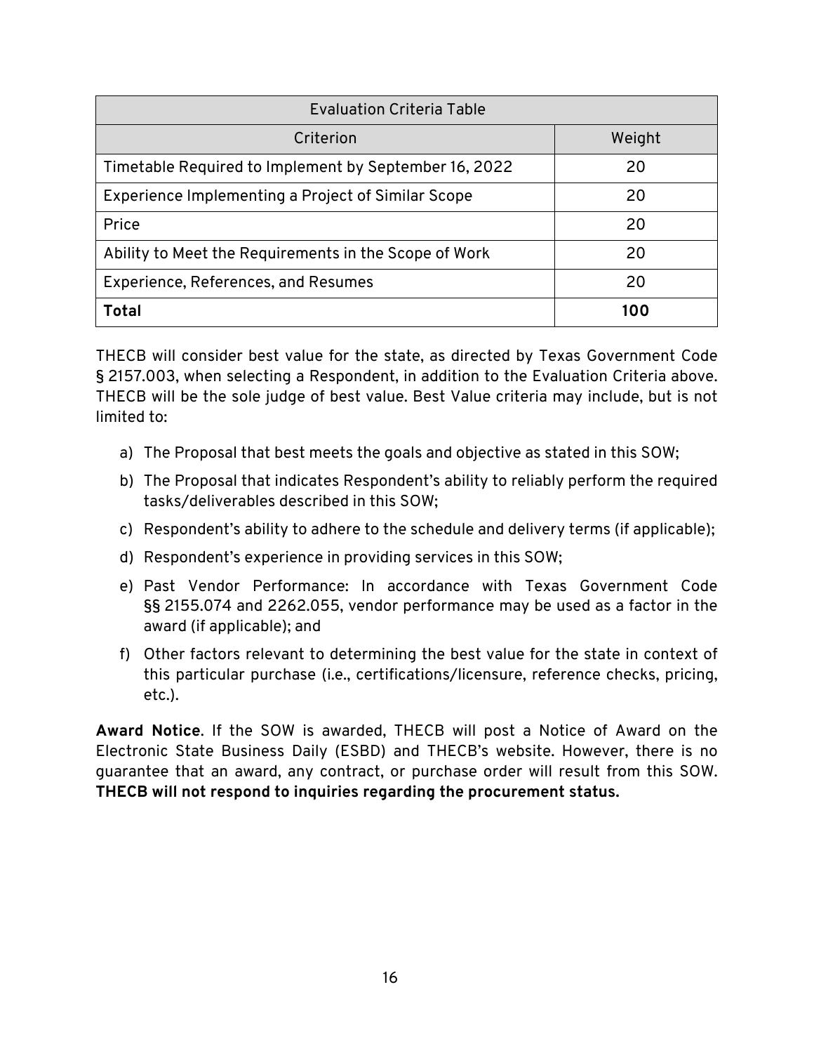| Evaluation Criteria Table | |
| --- | --- |
| Criterion | Weight |
| Timetable Required to Implement by September 16, 2022 | 20 |
| Experience Implementing a Project of Similar Scope | 20 |
| Price | 20 |
| Ability to Meet the Requirements in the Scope of Work | 20 |
| Experience, References, and Resumes | 20 |
| **Total** | **100** |

THECB will consider best value for the state, as directed by Texas Government Code § 2157.003, when selecting a Respondent, in addition to the Evaluation Criteria above. THECB will be the sole judge of best value. Best Value criteria may include, but is not limited to:

a) The Proposal that best meets the goals and objective as stated in this SOW;

b) The Proposal that indicates Respondent's ability to reliably perform the required tasks/deliverables described in this SOW;

c) Respondent's ability to adhere to the schedule and delivery terms (if applicable);

d) Respondent's experience in providing services in this SOW;

e) Past Vendor Performance: In accordance with Texas Government Code §§ 2155.074 and 2262.055, vendor performance may be used as a factor in the award (if applicable); and

f) Other factors relevant to determining the best value for the state in context of this particular purchase (i.e., certifications/licensure, reference checks, pricing, etc.).

**Award Notice**. If the SOW is awarded, THECB will post a Notice of Award on the Electronic State Business Daily (ESBD) and THECB's website. However, there is no guarantee that an award, any contract, or purchase order will result from this SOW. **THECB will not respond to inquiries regarding the procurement status.**